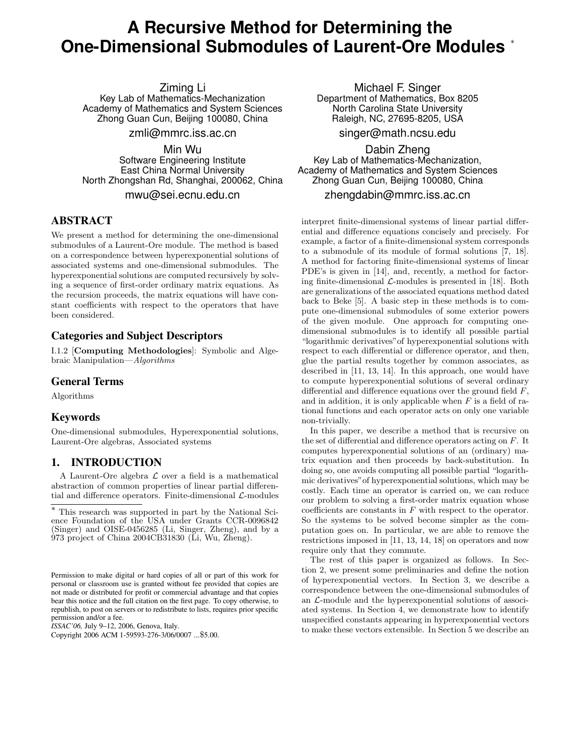# A Recursive Method for Determining the One-Dimensional Submodules of Laurent-Ore Modules *

Ziming Li
Key Lab of Mathematics-Mechanization
Academy of Mathematics and System Sciences
Zhong Guan Cun, Beijing 100080, China
zmli@mmrc.iss.ac.cn

Michael F. Singer
Department of Mathematics, Box 8205
North Carolina State University
Raleigh, NC, 27695-8205, USA
singer@math.ncsu.edu

Min Wu
Software Engineering Institute
East China Normal University
North Zhongshan Rd, Shanghai, 200062, China
mwu@sei.ecnu.edu.cn

Dabin Zheng
Key Lab of Mathematics-Mechanization,
Academy of Mathematics and System Sciences
Zhong Guan Cun, Beijing 100080, China
zhengdabin@mmrc.iss.ac.cn

## ABSTRACT

We present a method for determining the one-dimensional submodules of a Laurent-Ore module. The method is based on a correspondence between hyperexponential solutions of associated systems and one-dimensional submodules. The hyperexponential solutions are computed recursively by solving a sequence of first-order ordinary matrix equations. As the recursion proceeds, the matrix equations will have constant coefficients with respect to the operators that have been considered.

### Categories and Subject Descriptors

I.1.2 [**Computing Methodologies**]: Symbolic and Algebraic Manipulation—*Algorithms*

### General Terms

Algorithms

### Keywords

One-dimensional submodules, Hyperexponential solutions, Laurent-Ore algebras, Associated systems

## 1. INTRODUCTION

A Laurent-Ore algebra $\mathcal{L}$ over a field is a mathematical abstraction of common properties of linear partial differential and difference operators. Finite-dimensional $\mathcal{L}$-modules interpret finite-dimensional systems of linear partial differential and difference equations concisely and precisely. For example, a factor of a finite-dimensional system corresponds to a submodule of its module of formal solutions [7, 18]. A method for factoring finite-dimensional systems of linear PDE's is given in [14], and, recently, a method for factoring finite-dimensional $\mathcal{L}$-modules is presented in [18]. Both are generalizations of the associated equations method dated back to Beke [5]. A basic step in these methods is to compute one-dimensional submodules of some exterior powers of the given module. One approach for computing one-dimensional submodules is to identify all possible partial "logarithmic derivatives" of hyperexponential solutions with respect to each differential or difference operator, and then, glue the partial results together by common associates, as described in [11, 13, 14]. In this approach, one would have to compute hyperexponential solutions of several ordinary differential and difference equations over the ground field $F$, and in addition, it is only applicable when $F$ is a field of rational functions and each operator acts on only one variable non-trivially.

In this paper, we describe a method that is recursive on the set of differential and difference operators acting on $F$. It computes hyperexponential solutions of an (ordinary) matrix equation and then proceeds by back-substitution. In doing so, one avoids computing all possible partial "logarithmic derivatives" of hyperexponential solutions, which may be costly. Each time an operator is carried on, we can reduce our problem to solving a first-order matrix equation whose coefficients are constants in $F$ with respect to the operator. So the systems to be solved become simpler as the computation goes on. In particular, we are able to remove the restrictions imposed in [11, 13, 14, 18] on operators and now require only that they commute.

The rest of this paper is organized as follows. In Section 2, we present some preliminaries and define the notion of hyperexponential vectors. In Section 3, we describe a correspondence between the one-dimensional submodules of an $\mathcal{L}$-module and the hyperexponential solutions of associated systems. In Section 4, we demonstrate how to identify unspecified constants appearing in hyperexponential vectors to make these vectors extensible. In Section 5 we describe an

---

* This research was supported in part by the National Science Foundation of the USA under Grants CCR-0096842 (Singer) and OISE-0456285 (Li, Singer, Zheng), and by a 973 project of China 2004CB31830 (Li, Wu, Zheng).

Permission to make digital or hard copies of all or part of this work for personal or classroom use is granted without fee provided that copies are not made or distributed for profit or commercial advantage and that copies bear this notice and the full citation on the first page. To copy otherwise, to republish, to post on servers or to redistribute to lists, requires prior specific permission and/or a fee.
*ISSAC'06,* July 9–12, 2006, Genova, Italy.
Copyright 2006 ACM 1-59593-276-3/06/0007 ...$5.00.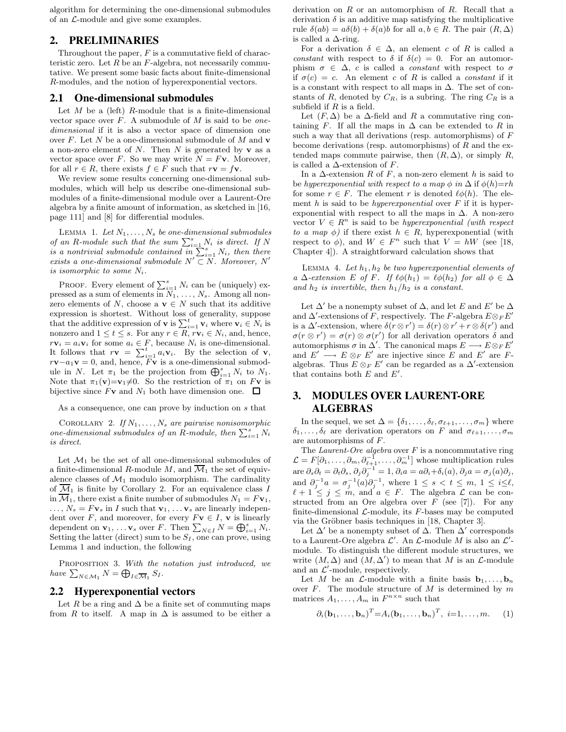algorithm for determining the one-dimensional submodules of an $\mathcal{L}$-module and give some examples.

## 2. PRELIMINARIES

Throughout the paper, $F$ is a commutative field of characteristic zero. Let $R$ be an $F$-algebra, not necessarily commutative. We present some basic facts about finite-dimensional $R$-modules, and the notion of hyperexponential vectors.

### 2.1 One-dimensional submodules

Let $M$ be a (left) $R$-module that is a finite-dimensional vector space over $F$. A submodule of $M$ is said to be *one-dimensional* if it is also a vector space of dimension one over $F$. Let $N$ be a one-dimensional submodule of $M$ and $\mathbf{v}$ a non-zero element of $N$. Then $N$ is generated by $\mathbf{v}$ as a vector space over $F$. So we may write $N = F\mathbf{v}$. Moreover, for all $r \in R$, there exists $f \in F$ such that $r\mathbf{v} = f\mathbf{v}$.

We review some results concerning one-dimensional submodules, which will help us describe one-dimensional submodules of a finite-dimensional module over a Laurent-Ore algebra by a finite amount of information, as sketched in [16, page 111] and [8] for differential modules.

LEMMA 1. *Let $N_1, \ldots, N_s$ be one-dimensional submodules of an $R$-module such that the sum $\sum_{i=1}^{s} N_i$ is direct. If $N$ is a nontrivial submodule contained in $\sum_{i=1}^{s} N_i$, then there exists a one-dimensional submodule $N' \subset N$. Moreover, $N'$ is isomorphic to some $N_i$.*

PROOF. Every element of $\sum_{i=1}^{s} N_i$ can be (uniquely) expressed as a sum of elements in $N_1, \ldots, N_s$. Among all nonzero elements of $N$, choose a $\mathbf{v} \in N$ such that its additive expression is shortest. Without loss of generality, suppose that the additive expression of $\mathbf{v}$ is $\sum_{i=1}^{t} \mathbf{v}_i$ where $\mathbf{v}_i \in N_i$ is nonzero and $1 \le t \le s$. For any $r \in R$, $r\mathbf{v}_i \in N_i$, and, hence, $r\mathbf{v}_i = a_i\mathbf{v}_i$ for some $a_i \in F$, because $N_i$ is one-dimensional. It follows that $r\mathbf{v} = \sum_{i=1}^{t} a_i\mathbf{v}_i$. By the selection of $\mathbf{v}$, $r\mathbf{v} - a_1\mathbf{v} = 0$, and, hence, $F\mathbf{v}$ is a one-dimensional submodule in $N$. Let $\pi_1$ be the projection from $\bigoplus_{i=1}^{s} N_i$ to $N_1$. Note that $\pi_1(\mathbf{v}) = \mathbf{v}_1 \neq 0$. So the restriction of $\pi_1$ on $F\mathbf{v}$ is bijective since $F\mathbf{v}$ and $N_1$ both have dimension one. □

As a consequence, one can prove by induction on $s$ that

COROLLARY 2. *If $N_1, \ldots, N_s$ are pairwise nonisomorphic one-dimensional submodules of an $R$-module, then $\sum_{i=1}^{s} N_i$ is direct.*

Let $\mathcal{M}_1$ be the set of all one-dimensional submodules of a finite-dimensional $R$-module $M$, and $\overline{\mathcal{M}}_1$ the set of equivalence classes of $\mathcal{M}_1$ modulo isomorphism. The cardinality of $\overline{\mathcal{M}}_1$ is finite by Corollary 2. For an equivalence class $I$ in $\overline{\mathcal{M}}_1$, there exist a finite number of submodules $N_1 = F\mathbf{v}_1$, $\ldots$, $N_s = F\mathbf{v}_s$ in $I$ such that $\mathbf{v}_1, \ldots \mathbf{v}_s$ are linearly independent over $F$, and moreover, for every $F\mathbf{v} \in I$, $\mathbf{v}$ is linearly dependent on $\mathbf{v}_1, \ldots \mathbf{v}_s$ over $F$. Then $\sum_{N \in I} N = \bigoplus_{i=1}^{s} N_i$. Setting the latter (direct) sum to be $S_I$, one can prove, using Lemma 1 and induction, the following

PROPOSITION 3. *With the notation just introduced, we have $\sum_{N \in \mathcal{M}_1} N = \bigoplus_{I \in \overline{\mathcal{M}}_1} S_I$.*

### 2.2 Hyperexponential vectors

Let $R$ be a ring and $\Delta$ be a finite set of commuting maps from $R$ to itself. A map in $\Delta$ is assumed to be either a derivation on $R$ or an automorphism of $R$. Recall that a derivation $\delta$ is an additive map satisfying the multiplicative rule $\delta(ab) = a\delta(b) + \delta(a)b$ for all $a, b \in R$. The pair $(R, \Delta)$ is called a $\Delta$-ring.

For a derivation $\delta \in \Delta$, an element $c$ of $R$ is called a *constant* with respect to $\delta$ if $\delta(c) = 0$. For an automorphism $\sigma \in \Delta$, $c$ is called a *constant* with respect to $\sigma$ if $\sigma(c) = c$. An element $c$ of $R$ is called a *constant* if it is a constant with respect to all maps in $\Delta$. The set of constants of $R$, denoted by $C_R$, is a subring. The ring $C_R$ is a subfield if $R$ is a field.

Let $(F, \Delta)$ be a $\Delta$-field and $R$ a commutative ring containing $F$. If all the maps in $\Delta$ can be extended to $R$ in such a way that all derivations (resp. automorphisms) of $F$ become derivations (resp. automorphisms) of $R$ and the extended maps commute pairwise, then $(R, \Delta)$, or simply $R$, is called a $\Delta$-extension of $F$.

In a $\Delta$-extension $R$ of $F$, a non-zero element $h$ is said to be *hyperexponential with respect to a map $\phi$ in $\Delta$* if $\phi(h) = rh$ for some $r \in F$. The element $r$ is denoted $\ell\phi(h)$. The element $h$ is said to be *hyperexponential* over $F$ if it is hyperexponential with respect to all the maps in $\Delta$. A non-zero vector $V \in R^n$ is said to be *hyperexponential (with respect to a map $\phi$)* if there exist $h \in R$, hyperexponential (with respect to $\phi$), and $W \in F^n$ such that $V = hW$ (see [18, Chapter 4]). A straightforward calculation shows that

LEMMA 4. *Let $h_1, h_2$ be two hyperexponential elements of a $\Delta$-extension $E$ of $F$. If $\ell\phi(h_1) = \ell\phi(h_2)$ for all $\phi \in \Delta$ and $h_2$ is invertible, then $h_1/h_2$ is a constant.*

Let $\Delta'$ be a nonempty subset of $\Delta$, and let $E$ and $E'$ be $\Delta$ and $\Delta'$-extensions of $F$, respectively. The $F$-algebra $E \otimes_F E'$ is a $\Delta'$-extension, where $\delta(r \otimes r') = \delta(r) \otimes r' + r \otimes \delta(r')$ and $\sigma(r \otimes r') = \sigma(r) \otimes \sigma(r')$ for all derivation operators $\delta$ and automorphisms $\sigma$ in $\Delta'$. The canonical maps $E \longrightarrow E \otimes_F E'$ and $E' \longrightarrow E \otimes_F E'$ are injective since $E$ and $E'$ are $F$-algebras. Thus $E \otimes_F E'$ can be regarded as a $\Delta'$-extension that contains both $E$ and $E'$.

## 3. MODULES OVER LAURENT-ORE ALGEBRAS

In the sequel, we set $\Delta = \{\delta_1, \ldots, \delta_\ell, \sigma_{\ell+1}, \ldots, \sigma_m\}$ where $\delta_1, \ldots, \delta_\ell$ are derivation operators on $F$ and $\sigma_{\ell+1}, \ldots, \sigma_m$ are automorphisms of $F$.

The *Laurent-Ore algebra* over $F$ is a noncommutative ring $\mathcal{L} = F[\partial_1, \ldots, \partial_m, \partial_{\ell+1}^{-1}, \ldots, \partial_m^{-1}]$ whose multiplication rules are $\partial_s\partial_t = \partial_t\partial_s$, $\partial_j\partial_j^{-1} = 1$, $\partial_i a = a\partial_i + \delta_i(a)$, $\partial_j a = \sigma_j(a)\partial_j$, and $\partial_j^{-1} a = \sigma_j^{-1}(a)\partial_j^{-1}$, where $1 \le s < t \le m$, $1 \le i \le \ell$, $\ell + 1 \le j \le m$, and $a \in F$. The algebra $\mathcal{L}$ can be constructed from an Ore algebra over $F$ (see [7]). For any finite-dimensional $\mathcal{L}$-module, its $F$-bases may be computed via the Gröbner basis techniques in [18, Chapter 3].

Let $\Delta'$ be a nonempty subset of $\Delta$. Then $\Delta'$ corresponds to a Laurent-Ore algebra $\mathcal{L}'$. An $\mathcal{L}$-module $M$ is also an $\mathcal{L}'$-module. To distinguish the different module structures, we write $(M, \Delta)$ and $(M, \Delta')$ to mean that $M$ is an $\mathcal{L}$-module and an $\mathcal{L}'$-module, respectively.

Let $M$ be an $\mathcal{L}$-module with a finite basis $\mathbf{b}_1, \ldots, \mathbf{b}_n$ over $F$. The module structure of $M$ is determined by $m$ matrices $A_1, \ldots, A_m$ in $F^{n \times n}$ such that

$$\partial_i(\mathbf{b}_1, \ldots, \mathbf{b}_n)^T = A_i(\mathbf{b}_1, \ldots, \mathbf{b}_n)^T, \quad i = 1, \ldots, m. \tag{1}$$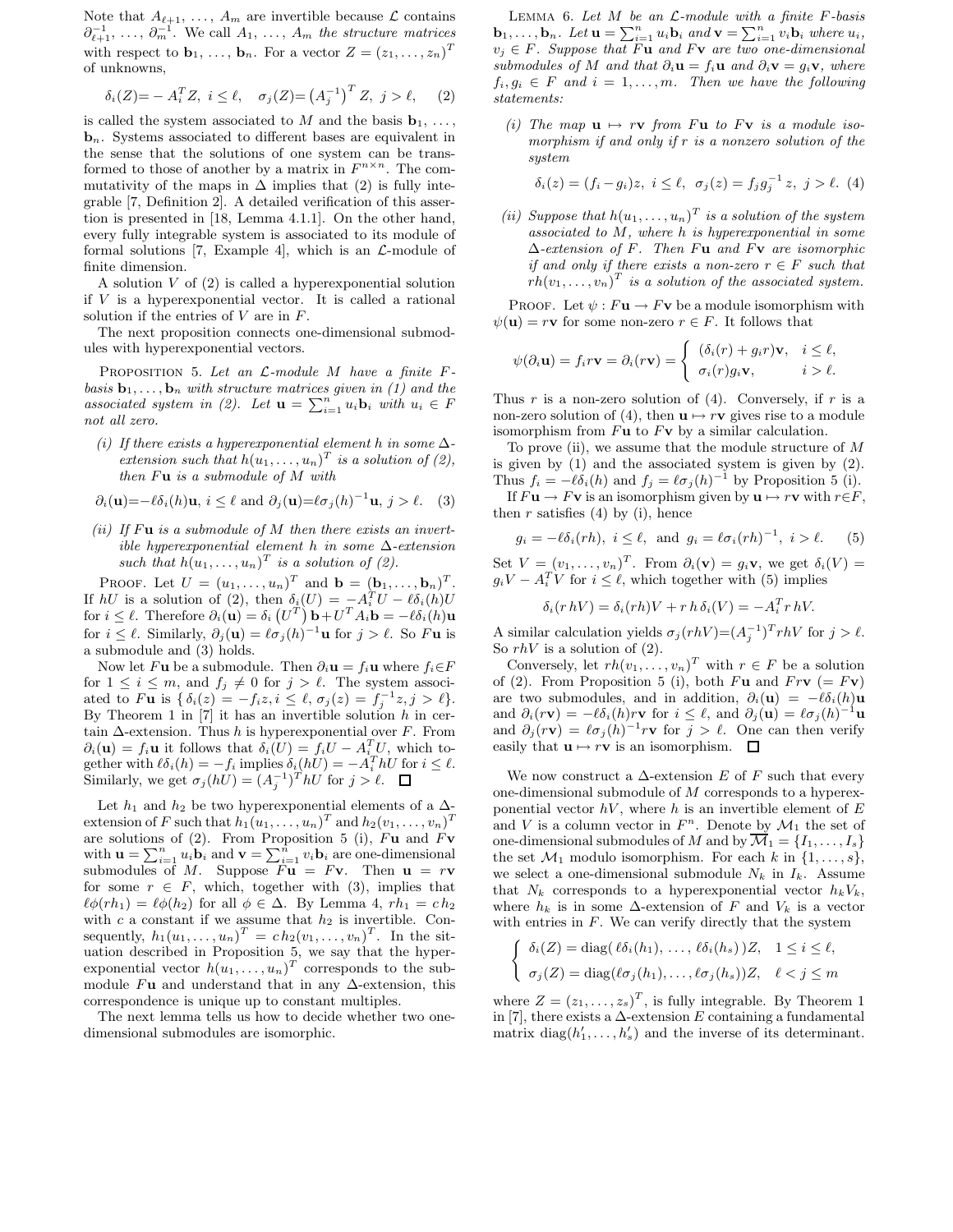Note that $A_{\ell+1}, \ldots, A_m$ are invertible because $\mathcal{L}$ contains $\partial_{\ell+1}^{-1}, \ldots, \partial_m^{-1}$. We call $A_1, \ldots, A_m$ *the structure matrices* with respect to $\mathbf{b}_1, \ldots, \mathbf{b}_n$. For a vector $Z = (z_1, \ldots, z_n)^T$ of unknowns,

$$\delta_i(Z) = -A_i^T Z, \ i \leq \ell, \quad \sigma_j(Z) = \left(A_j^{-1}\right)^T Z, \ j > \ell, \quad (2)$$

is called the system associated to $M$ and the basis $\mathbf{b}_1, \ldots, \mathbf{b}_n$. Systems associated to different bases are equivalent in the sense that the solutions of one system can be transformed to those of another by a matrix in $F^{n \times n}$. The commutativity of the maps in $\Delta$ implies that (2) is fully integrable [7, Definition 2]. A detailed verification of this assertion is presented in [18, Lemma 4.1.1]. On the other hand, every fully integrable system is associated to its module of formal solutions [7, Example 4], which is an $\mathcal{L}$-module of finite dimension.

A solution $V$ of (2) is called a hyperexponential solution if $V$ is a hyperexponential vector. It is called a rational solution if the entries of $V$ are in $F$.

The next proposition connects one-dimensional submodules with hyperexponential vectors.

Proposition 5. *Let an $\mathcal{L}$-module $M$ have a finite $F$-basis $\mathbf{b}_1, \ldots, \mathbf{b}_n$ with structure matrices given in (1) and the associated system in (2). Let $\mathbf{u} = \sum_{i=1}^n u_i \mathbf{b}_i$ with $u_i \in F$ not all zero.*

*(i) If there exists a hyperexponential element $h$ in some $\Delta$-extension such that $h(u_1, \ldots, u_n)^T$ is a solution of (2), then $F\mathbf{u}$ is a submodule of $M$ with*

$$\partial_i(\mathbf{u}) = -\ell\delta_i(h)\mathbf{u}, \ i \leq \ell \text{ and } \partial_j(\mathbf{u}) = \ell\sigma_j(h)^{-1}\mathbf{u}, \ j > \ell. \quad (3)$$

*(ii) If $F\mathbf{u}$ is a submodule of $M$ then there exists an invertible hyperexponential element $h$ in some $\Delta$-extension such that $h(u_1, \ldots, u_n)^T$ is a solution of (2).*

Proof. Let $U = (u_1, \ldots, u_n)^T$ and $\mathbf{b} = (\mathbf{b}_1, \ldots, \mathbf{b}_n)^T$. If $hU$ is a solution of (2), then $\delta_i(U) = -A_i^T U - \ell\delta_i(h)U$ for $i \leq \ell$. Therefore $\partial_i(\mathbf{u}) = \delta_i\left(U^T\right)\mathbf{b} + U^T A_i \mathbf{b} = -\ell\delta_i(h)\mathbf{u}$ for $i \leq \ell$. Similarly, $\partial_j(\mathbf{u}) = \ell\sigma_j(h)^{-1}\mathbf{u}$ for $j > \ell$. So $F\mathbf{u}$ is a submodule and (3) holds.

Now let $F\mathbf{u}$ be a submodule. Then $\partial_i \mathbf{u} = f_i \mathbf{u}$ where $f_i \in F$ for $1 \leq i \leq m$, and $f_j \neq 0$ for $j > \ell$. The system associated to $F\mathbf{u}$ is $\{\delta_i(z) = -f_i z, i \leq \ell, \sigma_j(z) = f_j^{-1} z, j > \ell\}$. By Theorem 1 in [7] it has an invertible solution $h$ in certain $\Delta$-extension. Thus $h$ is hyperexponential over $F$. From $\partial_i(\mathbf{u}) = f_i \mathbf{u}$ it follows that $\delta_i(U) = f_i U - A_i^T U$, which together with $\ell\delta_i(h) = -f_i$ implies $\delta_i(hU) = -A_i^T hU$ for $i \leq \ell$. Similarly, we get $\sigma_j(hU) = (A_j^{-1})^T hU$ for $j > \ell$. ☐

Let $h_1$ and $h_2$ be two hyperexponential elements of a $\Delta$-extension of $F$ such that $h_1(u_1, \ldots, u_n)^T$ and $h_2(v_1, \ldots, v_n)^T$ are solutions of (2). From Proposition 5 (i), $F\mathbf{u}$ and $F\mathbf{v}$ with $\mathbf{u} = \sum_{i=1}^n u_i \mathbf{b}_i$ and $\mathbf{v} = \sum_{i=1}^n v_i \mathbf{b}_i$ are one-dimensional submodules of $M$. Suppose $F\mathbf{u} = F\mathbf{v}$. Then $\mathbf{u} = r\mathbf{v}$ for some $r \in F$, which, together with (3), implies that $\ell\phi(rh_1) = \ell\phi(h_2)$ for all $\phi \in \Delta$. By Lemma 4, $rh_1 = ch_2$ with $c$ a constant if we assume that $h_2$ is invertible. Consequently, $h_1(u_1, \ldots, u_n)^T = c\, h_2(v_1, \ldots, v_n)^T$. In the situation described in Proposition 5, we say that the hyperexponential vector $h(u_1, \ldots, u_n)^T$ corresponds to the submodule $F\mathbf{u}$ and understand that in any $\Delta$-extension, this correspondence is unique up to constant multiples.

The next lemma tells us how to decide whether two one-dimensional submodules are isomorphic.

Lemma 6. *Let $M$ be an $\mathcal{L}$-module with a finite $F$-basis $\mathbf{b}_1, \ldots, \mathbf{b}_n$. Let $\mathbf{u} = \sum_{i=1}^n u_i \mathbf{b}_i$ and $\mathbf{v} = \sum_{i=1}^n v_i \mathbf{b}_i$ where $u_i$, $v_j \in F$. Suppose that $F\mathbf{u}$ and $F\mathbf{v}$ are two one-dimensional submodules of $M$ and that $\partial_i \mathbf{u} = f_i \mathbf{u}$ and $\partial_i \mathbf{v} = g_i \mathbf{v}$, where $f_i, g_i \in F$ and $i = 1, \ldots, m$. Then we have the following statements:*

*(i) The map $\mathbf{u} \mapsto r\mathbf{v}$ from $F\mathbf{u}$ to $F\mathbf{v}$ is a module isomorphism if and only if $r$ is a nonzero solution of the system*

$$\delta_i(z) = (f_i - g_i)z, \ i \leq \ell, \ \ \sigma_j(z) = f_j g_j^{-1} z, \ j > \ell. \ (4)$$

*(ii) Suppose that $h(u_1, \ldots, u_n)^T$ is a solution of the system associated to $M$, where $h$ is hyperexponential in some $\Delta$-extension of $F$. Then $F\mathbf{u}$ and $F\mathbf{v}$ are isomorphic if and only if there exists a non-zero $r \in F$ such that $rh(v_1, \ldots, v_n)^T$ is a solution of the associated system.*

Proof. Let $\psi : F\mathbf{u} \to F\mathbf{v}$ be a module isomorphism with $\psi(\mathbf{u}) = r\mathbf{v}$ for some non-zero $r \in F$. It follows that

$$\psi(\partial_i \mathbf{u}) = f_i r\mathbf{v} = \partial_i(r\mathbf{v}) = \begin{cases} (\delta_i(r) + g_i r)\mathbf{v}, & i \leq \ell, \\ \sigma_i(r) g_i \mathbf{v}, & i > \ell. \end{cases}$$

Thus $r$ is a non-zero solution of (4). Conversely, if $r$ is a non-zero solution of (4), then $\mathbf{u} \mapsto r\mathbf{v}$ gives rise to a module isomorphism from $F\mathbf{u}$ to $F\mathbf{v}$ by a similar calculation.

To prove (ii), we assume that the module structure of $M$ is given by (1) and the associated system is given by (2). Thus $f_i = -\ell\delta_i(h)$ and $f_j = \ell\sigma_j(h)^{-1}$ by Proposition 5 (i).

If $F\mathbf{u} \to F\mathbf{v}$ is an isomorphism given by $\mathbf{u} \mapsto r\mathbf{v}$ with $r \in F$, then $r$ satisfies (4) by (i), hence

$$g_i = -\ell\delta_i(rh), \ i \leq \ell, \ \text{ and } \ g_i = \ell\sigma_i(rh)^{-1}, \ i > \ell. \quad (5)$$

Set $V = (v_1, \ldots, v_n)^T$. From $\partial_i(\mathbf{v}) = g_i \mathbf{v}$, we get $\delta_i(V) = g_i V - A_i^T V$ for $i \leq \ell$, which together with (5) implies

$$\delta_i(r\,hV) = \delta_i(rh)V + r\,h\,\delta_i(V) = -A_i^T r\,hV.$$

A similar calculation yields $\sigma_j(rhV) = (A_j^{-1})^T rhV$ for $j > \ell$. So $rhV$ is a solution of (2).

Conversely, let $rh(v_1, \ldots, v_n)^T$ with $r \in F$ be a solution of (2). From Proposition 5 (i), both $F\mathbf{u}$ and $Fr\mathbf{v}$ $(= F\mathbf{v})$ are two submodules, and in addition, $\partial_i(\mathbf{u}) = -\ell\delta_i(h)\mathbf{u}$ and $\partial_i(r\mathbf{v}) = -\ell\delta_i(h)r\mathbf{v}$ for $i \leq \ell$, and $\partial_j(\mathbf{u}) = \ell\sigma_j(h)^{-1}\mathbf{u}$ and $\partial_j(r\mathbf{v}) = \ell\sigma_j(h)^{-1}r\mathbf{v}$ for $j > \ell$. One can then verify easily that $\mathbf{u} \mapsto r\mathbf{v}$ is an isomorphism. ☐

We now construct a $\Delta$-extension $E$ of $F$ such that every one-dimensional submodule of $M$ corresponds to a hyperexponential vector $hV$, where $h$ is an invertible element of $E$ and $V$ is a column vector in $F^n$. Denote by $\mathcal{M}_1$ the set of one-dimensional submodules of $M$ and by $\overline{\mathcal{M}}_1 = \{I_1, \ldots, I_s\}$ the set $\mathcal{M}_1$ modulo isomorphism. For each $k$ in $\{1, \ldots, s\}$, we select a one-dimensional submodule $N_k$ in $I_k$. Assume that $N_k$ corresponds to a hyperexponential vector $h_k V_k$, where $h_k$ is in some $\Delta$-extension of $F$ and $V_k$ is a vector with entries in $F$. We can verify directly that the system

$$\begin{cases} \delta_i(Z) = \mathrm{diag}(\,\ell\delta_i(h_1), \ldots, \ell\delta_i(h_s)\,)Z, & 1 \leq i \leq \ell, \\ \sigma_j(Z) = \mathrm{diag}(\ell\sigma_j(h_1), \ldots, \ell\sigma_j(h_s))Z, & \ell < j \leq m \end{cases}$$

where $Z = (z_1, \ldots, z_s)^T$, is fully integrable. By Theorem 1 in [7], there exists a $\Delta$-extension $E$ containing a fundamental matrix $\mathrm{diag}(h_1', \ldots, h_s')$ and the inverse of its determinant.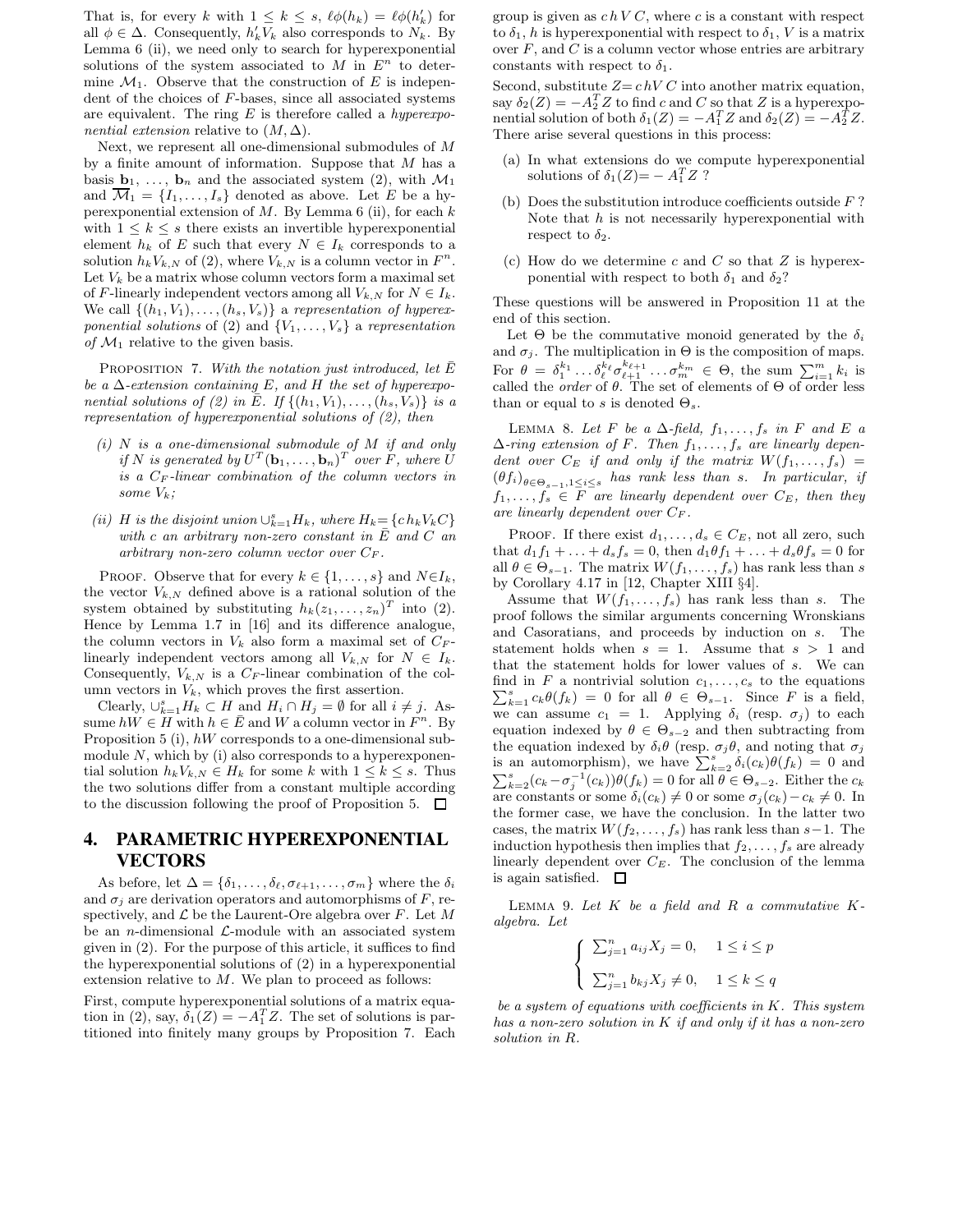That is, for every $k$ with $1 \leq k \leq s$, $\ell\phi(h_k) = \ell\phi(h'_k)$ for all $\phi \in \Delta$. Consequently, $h'_k V_k$ also corresponds to $N_k$. By Lemma 6 (ii), we need only to search for hyperexponential solutions of the system associated to $M$ in $E^n$ to determine $\mathcal{M}_1$. Observe that the construction of $E$ is independent of the choices of $F$-bases, since all associated systems are equivalent. The ring $E$ is therefore called a *hyperexponential extension* relative to $(M, \Delta)$.

Next, we represent all one-dimensional submodules of $M$ by a finite amount of information. Suppose that $M$ has a basis $\mathbf{b}_1, \ldots, \mathbf{b}_n$ and the associated system (2), with $\mathcal{M}_1$ and $\overline{\mathcal{M}}_1 = \{I_1, \ldots, I_s\}$ denoted as above. Let $E$ be a hyperexponential extension of $M$. By Lemma 6 (ii), for each $k$ with $1 \leq k \leq s$ there exists an invertible hyperexponential element $h_k$ of $E$ such that every $N \in I_k$ corresponds to a solution $h_k V_{k,N}$ of (2), where $V_{k,N}$ is a column vector in $F^n$. Let $V_k$ be a matrix whose column vectors form a maximal set of $F$-linearly independent vectors among all $V_{k,N}$ for $N \in I_k$. We call $\{(h_1, V_1), \ldots, (h_s, V_s)\}$ a *representation of hyperexponential solutions* of (2) and $\{V_1, \ldots, V_s\}$ a *representation of* $\mathcal{M}_1$ relative to the given basis.

Proposition 7. *With the notation just introduced, let $\bar{E}$ be a $\Delta$-extension containing $E$, and $H$ the set of hyperexponential solutions of (2) in $\bar{E}$. If $\{(h_1, V_1), \ldots, (h_s, V_s)\}$ is a representation of hyperexponential solutions of (2), then*

- *(i) $N$ is a one-dimensional submodule of $M$ if and only if $N$ is generated by $U^T(\mathbf{b}_1, \ldots, \mathbf{b}_n)^T$ over $F$, where $U$ is a $C_F$-linear combination of the column vectors in some $V_k$;*
- *(ii) $H$ is the disjoint union $\cup_{k=1}^{s} H_k$, where $H_k = \{c\, h_k V_k C\}$ with $c$ an arbitrary non-zero constant in $\bar{E}$ and $C$ an arbitrary non-zero column vector over $C_F$.*

Proof. Observe that for every $k \in \{1, \ldots, s\}$ and $N \in I_k$, the vector $V_{k,N}$ defined above is a rational solution of the system obtained by substituting $h_k(z_1, \ldots, z_n)^T$ into (2). Hence by Lemma 1.7 in [16] and its difference analogue, the column vectors in $V_k$ also form a maximal set of $C_F$-linearly independent vectors among all $V_{k,N}$ for $N \in I_k$. Consequently, $V_{k,N}$ is a $C_F$-linear combination of the column vectors in $V_k$, which proves the first assertion.

Clearly, $\cup_{k=1}^{s} H_k \subset H$ and $H_i \cap H_j = \emptyset$ for all $i \neq j$. Assume $hW \in H$ with $h \in \bar{E}$ and $W$ a column vector in $F^n$. By Proposition 5 (i), $hW$ corresponds to a one-dimensional submodule $N$, which by (i) also corresponds to a hyperexponential solution $h_k V_{k,N} \in H_k$ for some $k$ with $1 \leq k \leq s$. Thus the two solutions differ from a constant multiple according to the discussion following the proof of Proposition 5. □

## 4. PARAMETRIC HYPEREXPONENTIAL VECTORS

As before, let $\Delta = \{\delta_1, \ldots, \delta_\ell, \sigma_{\ell+1}, \ldots, \sigma_m\}$ where the $\delta_i$ and $\sigma_j$ are derivation operators and automorphisms of $F$, respectively, and $\mathcal{L}$ be the Laurent-Ore algebra over $F$. Let $M$ be an $n$-dimensional $\mathcal{L}$-module with an associated system given in (2). For the purpose of this article, it suffices to find the hyperexponential solutions of (2) in a hyperexponential extension relative to $M$. We plan to proceed as follows:

First, compute hyperexponential solutions of a matrix equation in (2), say, $\delta_1(Z) = -A_1^T Z$. The set of solutions is partitioned into finitely many groups by Proposition 7. Each group is given as $c\,h\,V\,C$, where $c$ is a constant with respect to $\delta_1$, $h$ is hyperexponential with respect to $\delta_1$, $V$ is a matrix over $F$, and $C$ is a column vector whose entries are arbitrary constants with respect to $\delta_1$.

Second, substitute $Z = c\,hV\,C$ into another matrix equation, say $\delta_2(Z) = -A_2^T Z$ to find $c$ and $C$ so that $Z$ is a hyperexponential solution of both $\delta_1(Z) = -A_1^T Z$ and $\delta_2(Z) = -A_2^T Z$. There arise several questions in this process:

- (a) In what extensions do we compute hyperexponential solutions of $\delta_1(Z) = -A_1^T Z$ ?
- (b) Does the substitution introduce coefficients outside $F$ ? Note that $h$ is not necessarily hyperexponential with respect to $\delta_2$.
- (c) How do we determine $c$ and $C$ so that $Z$ is hyperexponential with respect to both $\delta_1$ and $\delta_2$?

These questions will be answered in Proposition 11 at the end of this section.

Let $\Theta$ be the commutative monoid generated by the $\delta_i$ and $\sigma_j$. The multiplication in $\Theta$ is the composition of maps. For $\theta = \delta_1^{k_1} \ldots \delta_\ell^{k_\ell} \sigma_{\ell+1}^{k_{\ell+1}} \ldots \sigma_m^{k_m} \in \Theta$, the sum $\sum_{i=1}^{m} k_i$ is called the *order* of $\theta$. The set of elements of $\Theta$ of order less than or equal to $s$ is denoted $\Theta_s$.

Lemma 8. *Let $F$ be a $\Delta$-field, $f_1, \ldots, f_s$ in $F$ and $E$ a $\Delta$-ring extension of $F$. Then $f_1, \ldots, f_s$ are linearly dependent over $C_E$ if and only if the matrix $W(f_1, \ldots, f_s) = (\theta f_i)_{\theta \in \Theta_{s-1}, 1 \leq i \leq s}$ has rank less than $s$. In particular, if $f_1, \ldots, f_s \in F$ are linearly dependent over $C_E$, then they are linearly dependent over $C_F$.*

Proof. If there exist $d_1, \ldots, d_s \in C_E$, not all zero, such that $d_1 f_1 + \ldots + d_s f_s = 0$, then $d_1 \theta f_1 + \ldots + d_s \theta f_s = 0$ for all $\theta \in \Theta_{s-1}$. The matrix $W(f_1, \ldots, f_s)$ has rank less than $s$ by Corollary 4.17 in [12, Chapter XIII §4].

Assume that $W(f_1, \ldots, f_s)$ has rank less than $s$. The proof follows the similar arguments concerning Wronskians and Casoratians, and proceeds by induction on $s$. The statement holds when $s = 1$. Assume that $s > 1$ and that the statement holds for lower values of $s$. We can find in $F$ a nontrivial solution $c_1, \ldots, c_s$ to the equations $\sum_{k=1}^{s} c_k \theta(f_k) = 0$ for all $\theta \in \Theta_{s-1}$. Since $F$ is a field, we can assume $c_1 = 1$. Applying $\delta_i$ (resp. $\sigma_j$) to each equation indexed by $\theta \in \Theta_{s-2}$ and then subtracting from the equation indexed by $\delta_i \theta$ (resp. $\sigma_j \theta$, and noting that $\sigma_j$ is an automorphism), we have $\sum_{k=2}^{s} \delta_i(c_k)\theta(f_k) = 0$ and $\sum_{k=2}^{s} (c_k - \sigma_j^{-1}(c_k))\theta(f_k) = 0$ for all $\theta \in \Theta_{s-2}$. Either the $c_k$ are constants or some $\delta_i(c_k) \neq 0$ or some $\sigma_j(c_k) - c_k \neq 0$. In the former case, we have the conclusion. In the latter two cases, the matrix $W(f_2, \ldots, f_s)$ has rank less than $s-1$. The induction hypothesis then implies that $f_2, \ldots, f_s$ are already linearly dependent over $C_E$. The conclusion of the lemma is again satisfied. □

Lemma 9. *Let $K$ be a field and $R$ a commutative $K$-algebra. Let*

$$\begin{cases} \sum_{j=1}^{n} a_{ij} X_j = 0, & 1 \leq i \leq p \\ \sum_{j=1}^{n} b_{kj} X_j \neq 0, & 1 \leq k \leq q \end{cases}$$

*be a system of equations with coefficients in $K$. This system has a non-zero solution in $K$ if and only if it has a non-zero solution in $R$.*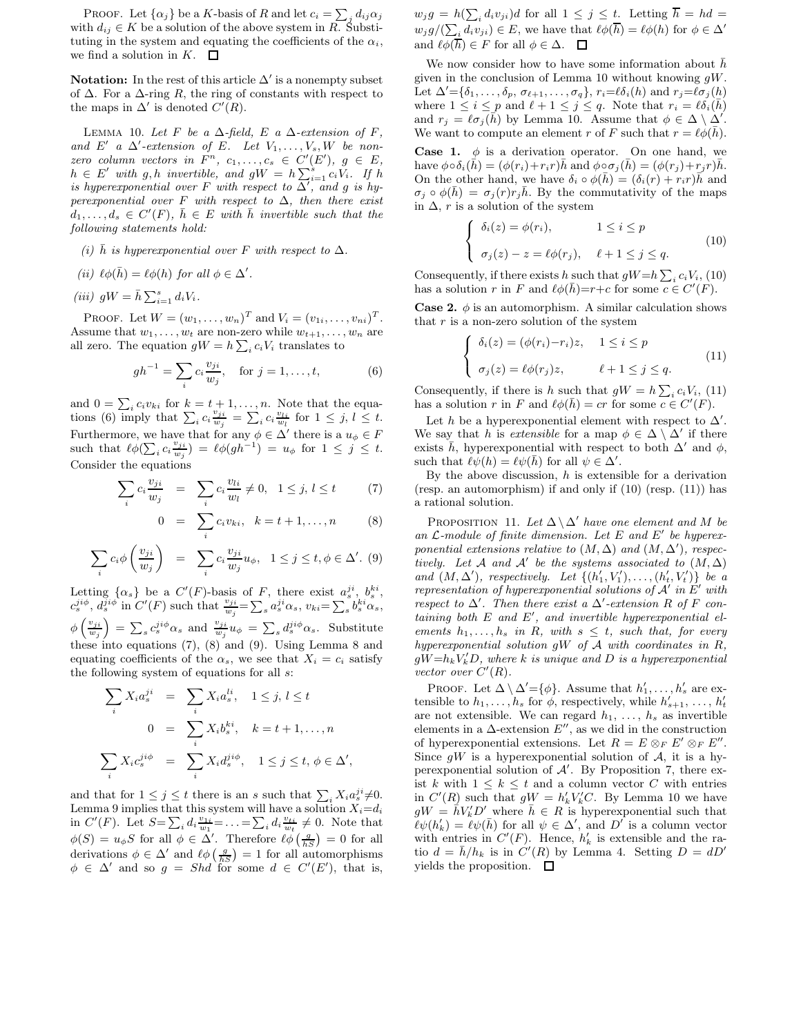PROOF. Let $\{\alpha_j\}$ be a $K$-basis of $R$ and let $c_i = \sum_j d_{ij}\alpha_j$ with $d_{ij} \in K$ be a solution of the above system in $R$. Substituting in the system and equating the coefficients of the $\alpha_i$, we find a solution in $K$. $\square$

**Notation:** In the rest of this article $\Delta'$ is a nonempty subset of $\Delta$. For a $\Delta$-ring $R$, the ring of constants with respect to the maps in $\Delta'$ is denoted $C'(R)$.

LEMMA 10. *Let $F$ be a $\Delta$-field, $E$ a $\Delta$-extension of $F$, and $E'$ a $\Delta'$-extension of $E$. Let $V_1, \ldots, V_s, W$ be non-zero column vectors in $F^n$, $c_1, \ldots, c_s \in C'(E')$, $g \in E$, $h \in E'$ with $g, h$ invertible, and $gW = h\sum_{i=1}^s c_i V_i$. If $h$ is hyperexponential over $F$ with respect to $\Delta'$, and $g$ is hyperexponential over $F$ with respect to $\Delta$, then there exist $d_1, \ldots, d_s \in C'(F)$, $\bar{h} \in E$ with $\bar{h}$ invertible such that the following statements hold:*

*(i) $\bar{h}$ is hyperexponential over $F$ with respect to $\Delta$.*

*(ii) $\ell\phi(\bar{h}) = \ell\phi(h)$ for all $\phi \in \Delta'$.*

*(iii) $gW = \bar{h}\sum_{i=1}^s d_i V_i$.*

PROOF. Let $W = (w_1, \ldots, w_n)^T$ and $V_i = (v_{1i}, \ldots, v_{ni})^T$. Assume that $w_1, \ldots, w_t$ are non-zero while $w_{t+1}, \ldots, w_n$ are all zero. The equation $gW = h\sum_i c_i V_i$ translates to

$$gh^{-1} = \sum_i c_i \frac{v_{ji}}{w_j}, \quad \text{for } j = 1, \ldots, t, \tag{6}$$

and $0 = \sum_i c_i v_{ki}$ for $k = t+1, \ldots, n$. Note that the equations (6) imply that $\sum_i c_i \frac{v_{ji}}{w_j} = \sum_i c_i \frac{v_{li}}{w_l}$ for $1 \le j, l \le t$. Furthermore, we have that for any $\phi \in \Delta'$ there is a $u_\phi \in F$ such that $\ell\phi(\sum_i c_i \frac{v_{ji}}{w_j}) = \ell\phi(gh^{-1}) = u_\phi$ for $1 \le j \le t$. Consider the equations

$$\sum_i c_i \frac{v_{ji}}{w_j} = \sum_i c_i \frac{v_{li}}{w_l} \neq 0, \quad 1 \le j, l \le t \tag{7}$$

$$0 = \sum_i c_i v_{ki}, \quad k = t+1, \ldots, n \tag{8}$$

$$\sum_i c_i \phi\left(\frac{v_{ji}}{w_j}\right) = \sum_i c_i \frac{v_{ji}}{w_j} u_\phi, \quad 1 \le j \le t, \phi \in \Delta'. \tag{9}$$

Letting $\{\alpha_s\}$ be a $C'(F)$-basis of $F$, there exist $a_s^{ji}$, $b_s^{ki}$, $c_s^{ji\phi}$, $d_s^{ji\phi}$ in $C'(F)$ such that $\frac{v_{ji}}{w_j} = \sum_s a_s^{ji}\alpha_s$, $v_{ki} = \sum_s b_s^{ki}\alpha_s$, $\phi\left(\frac{v_{ji}}{w_j}\right) = \sum_s c_s^{ji\phi}\alpha_s$ and $\frac{v_{ji}}{w_j}u_\phi = \sum_s d_s^{ji\phi}\alpha_s$. Substitute these into equations (7), (8) and (9). Using Lemma 8 and equating coefficients of the $\alpha_s$, we see that $X_i = c_i$ satisfy the following system of equations for all $s$:

$$\begin{aligned}
\sum_i X_i a_s^{ji} &= \sum_i X_i a_s^{li}, \quad 1 \le j, l \le t \\
0 &= \sum_i X_i b_s^{ki}, \quad k = t+1, \ldots, n \\
\sum_i X_i c_s^{ji\phi} &= \sum_i X_i d_s^{ji\phi}, \quad 1 \le j \le t, \phi \in \Delta',
\end{aligned}$$

and that for $1 \le j \le t$ there is an $s$ such that $\sum_i X_i a_s^{ji} \neq 0$. Lemma 9 implies that this system will have a solution $X_i = d_i$ in $C'(F)$. Let $S = \sum_i d_i \frac{v_{1i}}{w_1} = \ldots = \sum_i d_i \frac{v_{ti}}{w_t} \neq 0$. Note that $\phi(S) = u_\phi S$ for all $\phi \in \Delta'$. Therefore $\ell\phi\left(\frac{g}{hS}\right) = 0$ for all derivations $\phi \in \Delta'$ and $\ell\phi\left(\frac{g}{hS}\right) = 1$ for all automorphisms $\phi \in \Delta'$ and so $g = Shd$ for some $d \in C'(E')$, that is, $w_j g = h(\sum_i d_i v_{ji})d$ for all $1 \le j \le t$. Letting $\overline{h} = hd = w_j g / (\sum_i d_i v_{ji}) \in E$, we have that $\ell\phi(\overline{h}) = \ell\phi(h)$ for $\phi \in \Delta'$ and $\ell\phi(\overline{h}) \in F$ for all $\phi \in \Delta$. $\square$

We now consider how to have some information about $\bar{h}$ given in the conclusion of Lemma 10 without knowing $gW$. Let $\Delta' = \{\delta_1, \ldots, \delta_p, \sigma_{\ell+1}, \ldots, \sigma_q\}$, $r_i = \ell\delta_i(h)$ and $r_j = \ell\sigma_j(h)$ where $1 \le i \le p$ and $\ell+1 \le j \le q$. Note that $r_i = \ell\delta_i(\bar{h})$ and $r_j = \ell\sigma_j(\bar{h})$ by Lemma 10. Assume that $\phi \in \Delta \setminus \Delta'$. We want to compute an element $r$ of $F$ such that $r = \ell\phi(\bar{h})$.

**Case 1.** $\phi$ is a derivation operator. On one hand, we have $\phi \circ \delta_i(\bar{h}) = (\phi(r_i) + r_i r)\bar{h}$ and $\phi \circ \sigma_j(\bar{h}) = (\phi(r_j) + r_j r)\bar{h}$. On the other hand, we have $\delta_i \circ \phi(\bar{h}) = (\delta_i(r) + r_i r)\bar{h}$ and $\sigma_j \circ \phi(\bar{h}) = \sigma_j(r) r_j \bar{h}$. By the commutativity of the maps in $\Delta$, $r$ is a solution of the system

$$\begin{cases} \delta_i(z) = \phi(r_i), & 1 \le i \le p \\ \sigma_j(z) - z = \ell\phi(r_j), & \ell+1 \le j \le q. \end{cases} \tag{10}$$

Consequently, if there exists $h$ such that $gW = h\sum_i c_i V_i$, (10) has a solution $r$ in $F$ and $\ell\phi(\bar{h}) = r + c$ for some $c \in C'(F)$.

**Case 2.** $\phi$ is an automorphism. A similar calculation shows that $r$ is a non-zero solution of the system

$$\begin{cases} \delta_i(z) = (\phi(r_i) - r_i)z, & 1 \le i \le p \\ \sigma_j(z) = \ell\phi(r_j)z, & \ell+1 \le j \le q. \end{cases} \tag{11}$$

Consequently, if there is $h$ such that $gW = h\sum_i c_i V_i$, (11) has a solution $r$ in $F$ and $\ell\phi(\bar{h}) = cr$ for some $c \in C'(F)$.

Let $h$ be a hyperexponential element with respect to $\Delta'$. We say that $h$ is *extensible* for a map $\phi \in \Delta \setminus \Delta'$ if there exists $\bar{h}$, hyperexponential with respect to both $\Delta'$ and $\phi$, such that $\ell\psi(h) = \ell\psi(\bar{h})$ for all $\psi \in \Delta'$.

By the above discussion, $h$ is extensible for a derivation (resp. an automorphism) if and only if (10) (resp. (11)) has a rational solution.

PROPOSITION 11. *Let $\Delta \setminus \Delta'$ have one element and $M$ be an $\mathcal{L}$-module of finite dimension. Let $E$ and $E'$ be hyperexponential extensions relative to $(M, \Delta)$ and $(M, \Delta')$, respectively. Let $\mathcal{A}$ and $\mathcal{A}'$ be the systems associated to $(M, \Delta)$ and $(M, \Delta')$, respectively. Let $\{(h_1', V_1'), \ldots, (h_t', V_t')\}$ be a representation of hyperexponential solutions of $\mathcal{A}'$ in $E'$ with respect to $\Delta'$. Then there exist a $\Delta'$-extension $R$ of $F$ containing both $E$ and $E'$, and invertible hyperexponential elements $h_1, \ldots, h_s$ in $R$, with $s \le t$, such that, for every hyperexponential solution $gW$ of $\mathcal{A}$ with coordinates in $R$, $gW = h_k V_k' D$, where $k$ is unique and $D$ is a hyperexponential vector over $C'(R)$.*

PROOF. Let $\Delta \setminus \Delta' = \{\phi\}$. Assume that $h_1', \ldots, h_s'$ are extensible to $h_1, \ldots, h_s$ for $\phi$, respectively, while $h_{s+1}', \ldots, h_t'$ are not extensible. We can regard $h_1, \ldots, h_s$ as invertible elements in a $\Delta$-extension $E''$, as we did in the construction of hyperexponential extensions. Let $R = E \otimes_F E' \otimes_F E''$. Since $gW$ is a hyperexponential solution of $\mathcal{A}$, it is a hyperexponential solution of $\mathcal{A}'$. By Proposition 7, there exist $k$ with $1 \le k \le t$ and a column vector $C$ with entries in $C'(R)$ such that $gW = h_k' V_k' C$. By Lemma 10 we have $gW = \bar{h} V_k' D'$ where $\bar{h} \in R$ is hyperexponential such that $\ell\psi(h_k') = \ell\psi(\bar{h})$ for all $\psi \in \Delta'$, and $D'$ is a column vector with entries in $C'(F)$. Hence, $h_k'$ is extensible and the ratio $d = \bar{h}/h_k$ is in $C'(R)$ by Lemma 4. Setting $D = dD'$ yields the proposition. $\square$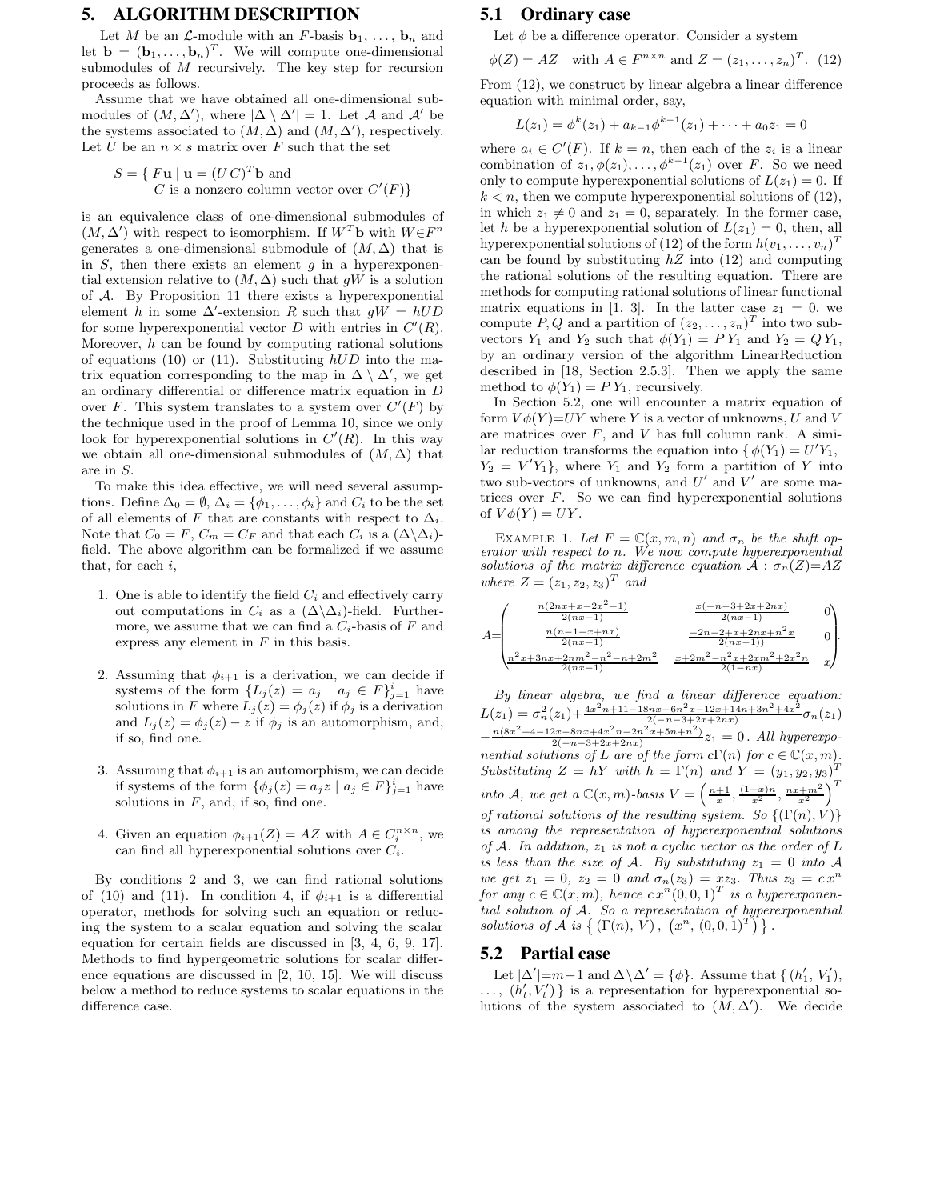# 5. ALGORITHM DESCRIPTION

Let $M$ be an $\mathcal{L}$-module with an $F$-basis $\mathbf{b}_1, \ldots, \mathbf{b}_n$ and let $\mathbf{b} = (\mathbf{b}_1, \ldots, \mathbf{b}_n)^T$. We will compute one-dimensional submodules of $M$ recursively. The key step for recursion proceeds as follows.

Assume that we have obtained all one-dimensional submodules of $(M, \Delta')$, where $|\Delta \setminus \Delta'| = 1$. Let $\mathcal{A}$ and $\mathcal{A}'$ be the systems associated to $(M, \Delta)$ and $(M, \Delta')$, respectively. Let $U$ be an $n \times s$ matrix over $F$ such that the set

$$S = \{\, F\mathbf{u} \mid \mathbf{u} = (U\,C)^T\mathbf{b} \text{ and } C \text{ is a nonzero column vector over } C'(F)\}$$

is an equivalence class of one-dimensional submodules of $(M, \Delta')$ with respect to isomorphism. If $W^T\mathbf{b}$ with $W \in F^n$ generates a one-dimensional submodule of $(M, \Delta)$ that is in $S$, then there exists an element $g$ in a hyperexponential extension relative to $(M, \Delta)$ such that $gW$ is a solution of $\mathcal{A}$. By Proposition 11 there exists a hyperexponential element $h$ in some $\Delta'$-extension $R$ such that $gW = hUD$ for some hyperexponential vector $D$ with entries in $C'(R)$. Moreover, $h$ can be found by computing rational solutions of equations (10) or (11). Substituting $hUD$ into the matrix equation corresponding to the map in $\Delta \setminus \Delta'$, we get an ordinary differential or difference matrix equation in $D$ over $F$. This system translates to a system over $C'(F)$ by the technique used in the proof of Lemma 10, since we only look for hyperexponential solutions in $C'(R)$. In this way we obtain all one-dimensional submodules of $(M, \Delta)$ that are in $S$.

To make this idea effective, we will need several assumptions. Define $\Delta_0 = \emptyset$, $\Delta_i = \{\phi_1, \ldots, \phi_i\}$ and $C_i$ to be the set of all elements of $F$ that are constants with respect to $\Delta_i$. Note that $C_0 = F$, $C_m = C_F$ and that each $C_i$ is a $(\Delta \setminus \Delta_i)$-field. The above algorithm can be formalized if we assume that, for each $i$,

1. One is able to identify the field $C_i$ and effectively carry out computations in $C_i$ as a $(\Delta \setminus \Delta_i)$-field. Furthermore, we assume that we can find a $C_i$-basis of $F$ and express any element in $F$ in this basis.

2. Assuming that $\phi_{i+1}$ is a derivation, we can decide if systems of the form $\{L_j(z) = a_j \mid a_j \in F\}_{j=1}^{i}$ have solutions in $F$ where $L_j(z) = \phi_j(z)$ if $\phi_j$ is a derivation and $L_j(z) = \phi_j(z) - z$ if $\phi_j$ is an automorphism, and, if so, find one.

3. Assuming that $\phi_{i+1}$ is an automorphism, we can decide if systems of the form $\{\phi_j(z) = a_j z \mid a_j \in F\}_{j=1}^{i}$ have solutions in $F$, and, if so, find one.

4. Given an equation $\phi_{i+1}(Z) = AZ$ with $A \in C_i^{n\times n}$, we can find all hyperexponential solutions over $C_i$.

By conditions 2 and 3, we can find rational solutions of (10) and (11). In condition 4, if $\phi_{i+1}$ is a differential operator, methods for solving such an equation or reducing the system to a scalar equation and solving the scalar equation for certain fields are discussed in [3, 4, 6, 9, 17]. Methods to find hypergeometric solutions for scalar difference equations are discussed in [2, 10, 15]. We will discuss below a method to reduce systems to scalar equations in the difference case.

## 5.1 Ordinary case

Let $\phi$ be a difference operator. Consider a system

$$\phi(Z) = AZ \quad \text{with } A \in F^{n\times n} \text{ and } Z = (z_1, \ldots, z_n)^T. \quad (12)$$

From (12), we construct by linear algebra a linear difference equation with minimal order, say,

$$L(z_1) = \phi^k(z_1) + a_{k-1}\phi^{k-1}(z_1) + \cdots + a_0 z_1 = 0$$

where $a_i \in C'(F)$. If $k = n$, then each of the $z_i$ is a linear combination of $z_1, \phi(z_1), \ldots, \phi^{k-1}(z_1)$ over $F$. So we need only to compute hyperexponential solutions of $L(z_1) = 0$. If $k < n$, then we compute hyperexponential solutions of (12), in which $z_1 \neq 0$ and $z_1 = 0$, separately. In the former case, let $h$ be a hyperexponential solution of $L(z_1) = 0$, then, all hyperexponential solutions of (12) of the form $h(v_1, \ldots, v_n)^T$ can be found by substituting $hZ$ into (12) and computing the rational solutions of the resulting equation. There are methods for computing rational solutions of linear functional matrix equations in [1, 3]. In the latter case $z_1 = 0$, we compute $P, Q$ and a partition of $(z_2, \ldots, z_n)^T$ into two subvectors $Y_1$ and $Y_2$ such that $\phi(Y_1) = P\,Y_1$ and $Y_2 = Q\,Y_1$, by an ordinary version of the algorithm LinearReduction described in [18, Section 2.5.3]. Then we apply the same method to $\phi(Y_1) = P\,Y_1$, recursively.

In Section 5.2, one will encounter a matrix equation of form $V\phi(Y) = UY$ where $Y$ is a vector of unknowns, $U$ and $V$ are matrices over $F$, and $V$ has full column rank. A similar reduction transforms the equation into $\{\,\phi(Y_1) = U'Y_1,\ Y_2 = V'Y_1\}$, where $Y_1$ and $Y_2$ form a partition of $Y$ into two sub-vectors of unknowns, and $U'$ and $V'$ are some matrices over $F$. So we can find hyperexponential solutions of $V\phi(Y) = UY$.

*Example 1. Let $F = \mathbb{C}(x, m, n)$ and $\sigma_n$ be the shift operator with respect to $n$. We now compute hyperexponential solutions of the matrix difference equation $\mathcal{A}: \sigma_n(Z) = AZ$ where $Z = (z_1, z_2, z_3)^T$ and*

$$A = \begin{pmatrix} \frac{n(2nx+x-2x^2-1)}{2(nx-1)} & \frac{x(-n-3+2x+2nx)}{2(nx-1)} & 0 \\ \frac{n(n-1-x+nx)}{2(nx-1)} & \frac{-2n-2+x+2nx+n^2x}{2(nx-1))} & 0 \\ \frac{n^2x+3nx+2nm^2-n^2-n+2m^2}{2(nx-1)} & \frac{x+2m^2-n^2x+2xm^2+2x^2n}{2(1-nx)} & x \end{pmatrix}.$$

*By linear algebra, we find a linear difference equation: $L(z_1) = \sigma_n^2(z_1) + \frac{4x^2n+11-18nx-6n^2x-12x+14n+3n^2+4x^2}{2(-n-3+2x+2nx)}\sigma_n(z_1)$ $- \frac{n(8x^2+4-12x-8nx+4x^2n-2n^2x+5n+n^2)}{2(-n-3+2x+2nx)}z_1 = 0$. All hyperexponential solutions of $L$ are of the form $c\Gamma(n)$ for $c \in \mathbb{C}(x, m)$. Substituting $Z = hY$ with $h = \Gamma(n)$ and $Y = (y_1, y_2, y_3)^T$ into $\mathcal{A}$, we get a $\mathbb{C}(x, m)$-basis $V = \left(\frac{n+1}{x}, \frac{(1+x)n}{x^2}, \frac{nx+m^2}{x^2}\right)^T$ of rational solutions of the resulting system. So $\{(\Gamma(n), V)\}$ is among the representation of hyperexponential solutions of $\mathcal{A}$. In addition, $z_1$ is not a cyclic vector as the order of $L$ is less than the size of $\mathcal{A}$. By substituting $z_1 = 0$ into $\mathcal{A}$ we get $z_1 = 0$, $z_2 = 0$ and $\sigma_n(z_3) = xz_3$. Thus $z_3 = c\,x^n$ for any $c \in \mathbb{C}(x, m)$, hence $c\,x^n(0, 0, 1)^T$ is a hyperexponential solution of $\mathcal{A}$. So a representation of hyperexponential solutions of $\mathcal{A}$ is $\left\{\,(\Gamma(n), V),\ (x^n, (0, 0, 1)^T)\,\right\}$.*

## 5.2 Partial case

Let $|\Delta'| = m-1$ and $\Delta \setminus \Delta' = \{\phi\}$. Assume that $\{\,(h_1', V_1'), \ldots, (h_t', V_t')\,\}$ is a representation for hyperexponential solutions of the system associated to $(M, \Delta')$. We decide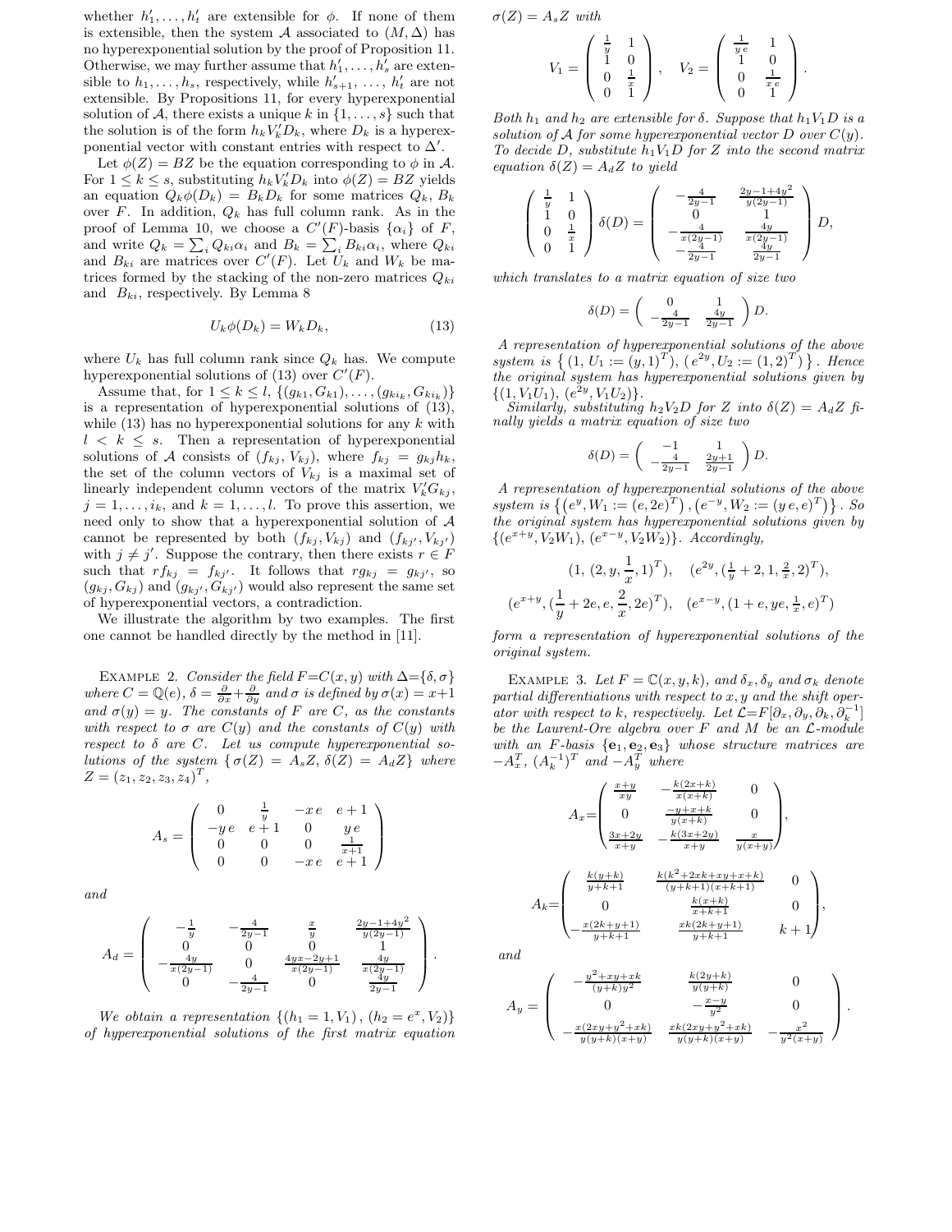whether $h'_1, \ldots, h'_t$ are extensible for $\phi$. If none of them is extensible, then the system $\mathcal{A}$ associated to $(M, \Delta)$ has no hyperexponential solution by the proof of Proposition 11. Otherwise, we may further assume that $h'_1, \ldots, h'_s$ are extensible to $h_1, \ldots, h_s$, respectively, while $h'_{s+1}, \ldots, h'_t$ are not extensible. By Propositions 11, for every hyperexponential solution of $\mathcal{A}$, there exists a unique $k$ in $\{1, \ldots, s\}$ such that the solution is of the form $h_k V'_k D_k$, where $D_k$ is a hyperexponential vector with constant entries with respect to $\Delta'$.

Let $\phi(Z) = BZ$ be the equation corresponding to $\phi$ in $\mathcal{A}$. For $1 \leq k \leq s$, substituting $h_k V'_k D_k$ into $\phi(Z) = BZ$ yields an equation $Q_k \phi(D_k) = B_k D_k$ for some matrices $Q_k$, $B_k$ over $F$. In addition, $Q_k$ has full column rank. As in the proof of Lemma 10, we choose a $C'(F)$-basis $\{\alpha_i\}$ of $F$, and write $Q_k = \sum_i Q_{ki}\alpha_i$ and $B_k = \sum_i B_{ki}\alpha_i$, where $Q_{ki}$ and $B_{ki}$ are matrices over $C'(F)$. Let $U_k$ and $W_k$ be matrices formed by the stacking of the non-zero matrices $Q_{ki}$ and $B_{ki}$, respectively. By Lemma 8

$$U_k \phi(D_k) = W_k D_k, \tag{13}$$

where $U_k$ has full column rank since $Q_k$ has. We compute hyperexponential solutions of (13) over $C'(F)$.

Assume that, for $1 \leq k \leq l$, $\{(g_{k1}, G_{k1}), \ldots, (g_{ki_k}, G_{ki_k})\}$ is a representation of hyperexponential solutions of (13), while (13) has no hyperexponential solutions for any $k$ with $l < k \leq s$. Then a representation of hyperexponential solutions of $\mathcal{A}$ consists of $(f_{kj}, V_{kj})$, where $f_{kj} = g_{kj}h_k$, the set of the column vectors of $V_{kj}$ is a maximal set of linearly independent column vectors of the matrix $V'_k G_{kj}$, $j = 1, \ldots, i_k$, and $k = 1, \ldots, l$. To prove this assertion, we need only to show that a hyperexponential solution of $\mathcal{A}$ cannot be represented by both $(f_{kj}, V_{kj})$ and $(f_{kj'}, V_{kj'})$ with $j \neq j'$. Suppose the contrary, then there exists $r \in F$ such that $rf_{kj} = f_{kj'}$. It follows that $rg_{kj} = g_{kj'}$, so $(g_{kj}, G_{kj})$ and $(g_{kj'}, G_{kj'})$ would also represent the same set of hyperexponential vectors, a contradiction.

We illustrate the algorithm by two examples. The first one cannot be handled directly by the method in [11].

Example 2. *Consider the field $F = C(x, y)$ with $\Delta = \{\delta, \sigma\}$ where $C = \mathbb{Q}(e)$, $\delta = \frac{\partial}{\partial x} + \frac{\partial}{\partial y}$ and $\sigma$ is defined by $\sigma(x) = x+1$ and $\sigma(y) = y$. The constants of $F$ are $C$, as the constants with respect to $\sigma$ are $C(y)$ and the constants of $C(y)$ with respect to $\delta$ are $C$. Let us compute hyperexponential solutions of the system $\{\sigma(Z) = A_s Z, \delta(Z) = A_d Z\}$ where $Z = (z_1, z_2, z_3, z_4)^T$,*

$$A_s = \begin{pmatrix} 0 & \frac{1}{y} & -xe & e+1 \\ -ye & e+1 & 0 & ye \\ 0 & 0 & 0 & \frac{1}{x+1} \\ 0 & 0 & -xe & e+1 \end{pmatrix}$$

*and*

$$A_d = \begin{pmatrix} -\frac{1}{y} & -\frac{4}{2y-1} & \frac{x}{y} & \frac{2y-1+4y^2}{y(2y-1)} \\ 0 & 0 & 0 & 1 \\ -\frac{4y}{x(2y-1)} & 0 & \frac{4yx-2y+1}{x(2y-1)} & \frac{4y}{x(2y-1)} \\ 0 & -\frac{4}{2y-1} & 0 & \frac{4y}{2y-1} \end{pmatrix}.$$

*We obtain a representation $\{(h_1 = 1, V_1), (h_2 = e^x, V_2)\}$ of hyperexponential solutions of the first matrix equation $\sigma(Z) = A_s Z$ with*

$$V_1 = \begin{pmatrix} \frac{1}{y} & 1 \\ 1 & 0 \\ 0 & \frac{1}{x} \\ 0 & 1 \end{pmatrix}, \quad V_2 = \begin{pmatrix} \frac{1}{ye} & 1 \\ 1 & 0 \\ 0 & \frac{1}{xe} \\ 0 & 1 \end{pmatrix}.$$

*Both $h_1$ and $h_2$ are extensible for $\delta$. Suppose that $h_1 V_1 D$ is a solution of $\mathcal{A}$ for some hyperexponential vector $D$ over $C(y)$. To decide $D$, substitute $h_1 V_1 D$ for $Z$ into the second matrix equation $\delta(Z) = A_d Z$ to yield*

$$\begin{pmatrix} \frac{1}{y} & 1 \\ 1 & 0 \\ 0 & \frac{1}{x} \\ 0 & 1 \end{pmatrix} \delta(D) = \begin{pmatrix} -\frac{4}{2y-1} & \frac{2y-1+4y^2}{y(2y-1)} \\ 0 & 1 \\ -\frac{4}{x(2y-1)} & \frac{4y}{x(2y-1)} \\ -\frac{4}{2y-1} & \frac{4y}{2y-1} \end{pmatrix} D,$$

*which translates to a matrix equation of size two*

$$\delta(D) = \begin{pmatrix} 0 & 1 \\ -\frac{4}{2y-1} & \frac{4y}{2y-1} \end{pmatrix} D.$$

*A representation of hyperexponential solutions of the above system is $\{(1, U_1 := (y, 1)^T), (e^{2y}, U_2 := (1, 2)^T)\}$. Hence the original system has hyperexponential solutions given by $\{(1, V_1 U_1), (e^{2y}, V_1 U_2)\}$.*

*Similarly, substituting $h_2 V_2 D$ for $Z$ into $\delta(Z) = A_d Z$ finally yields a matrix equation of size two*

$$\delta(D) = \begin{pmatrix} -1 & 1 \\ -\frac{4}{2y-1} & \frac{2y+1}{2y-1} \end{pmatrix} D.$$

*A representation of hyperexponential solutions of the above system is $\{(e^y, W_1 := (e, 2e)^T), (e^{-y}, W_2 := (ye, e)^T)\}$. So the original system has hyperexponential solutions given by $\{(e^{x+y}, V_2 W_1), (e^{x-y}, V_2 W_2)\}$. Accordingly,*

$$(1, (2, y, \frac{1}{x}, 1)^T), \quad (e^{2y}, (\frac{1}{y} + 2, 1, \frac{2}{x}, 2)^T),$$

$$(e^{x+y}, (\frac{1}{y} + 2e, e, \frac{2}{x}, 2e)^T), \quad (e^{x-y}, (1 + e, ye, \frac{1}{x}, e)^T)$$

*form a representation of hyperexponential solutions of the original system.*

Example 3. *Let $F = \mathbb{C}(x, y, k)$, and $\delta_x$, $\delta_y$ and $\sigma_k$ denote partial differentiations with respect to $x, y$ and the shift operator with respect to $k$, respectively. Let $\mathcal{L} = F[\partial_x, \partial_y, \partial_k, \partial_k^{-1}]$ be the Laurent-Ore algebra over $F$ and $M$ be an $\mathcal{L}$-module with an $F$-basis $\{\mathbf{e}_1, \mathbf{e}_2, \mathbf{e}_3\}$ whose structure matrices are $-A_x^T$, $(A_k^{-1})^T$ and $-A_y^T$ where*

$$A_x = \begin{pmatrix} \frac{x+y}{xy} & -\frac{k(2x+k)}{x(x+k)} & 0 \\ 0 & \frac{-y+x+k}{y(x+k)} & 0 \\ \frac{3x+2y}{x+y} & -\frac{k(3x+2y)}{x+y} & \frac{x}{y(x+y)} \end{pmatrix},$$

$$A_k = \begin{pmatrix} \frac{k(y+k)}{y+k+1} & \frac{k(k^2+2xk+xy+x+k)}{(y+k+1)(x+k+1)} & 0 \\ 0 & \frac{k(x+k)}{x+k+1} & 0 \\ -\frac{x(2k+y+1)}{y+k+1} & \frac{xk(2k+y+1)}{y+k+1} & k+1 \end{pmatrix},$$

*and*

$$A_y = \begin{pmatrix} -\frac{y^2+xy+xk}{(y+k)y^2} & \frac{k(2y+k)}{y(y+k)} & 0 \\ 0 & -\frac{x-y}{y^2} & 0 \\ -\frac{x(2xy+y^2+xk)}{y(y+k)(x+y)} & \frac{xk(2xy+y^2+xk)}{y(y+k)(x+y)} & -\frac{x^2}{y^2(x+y)} \end{pmatrix}.$$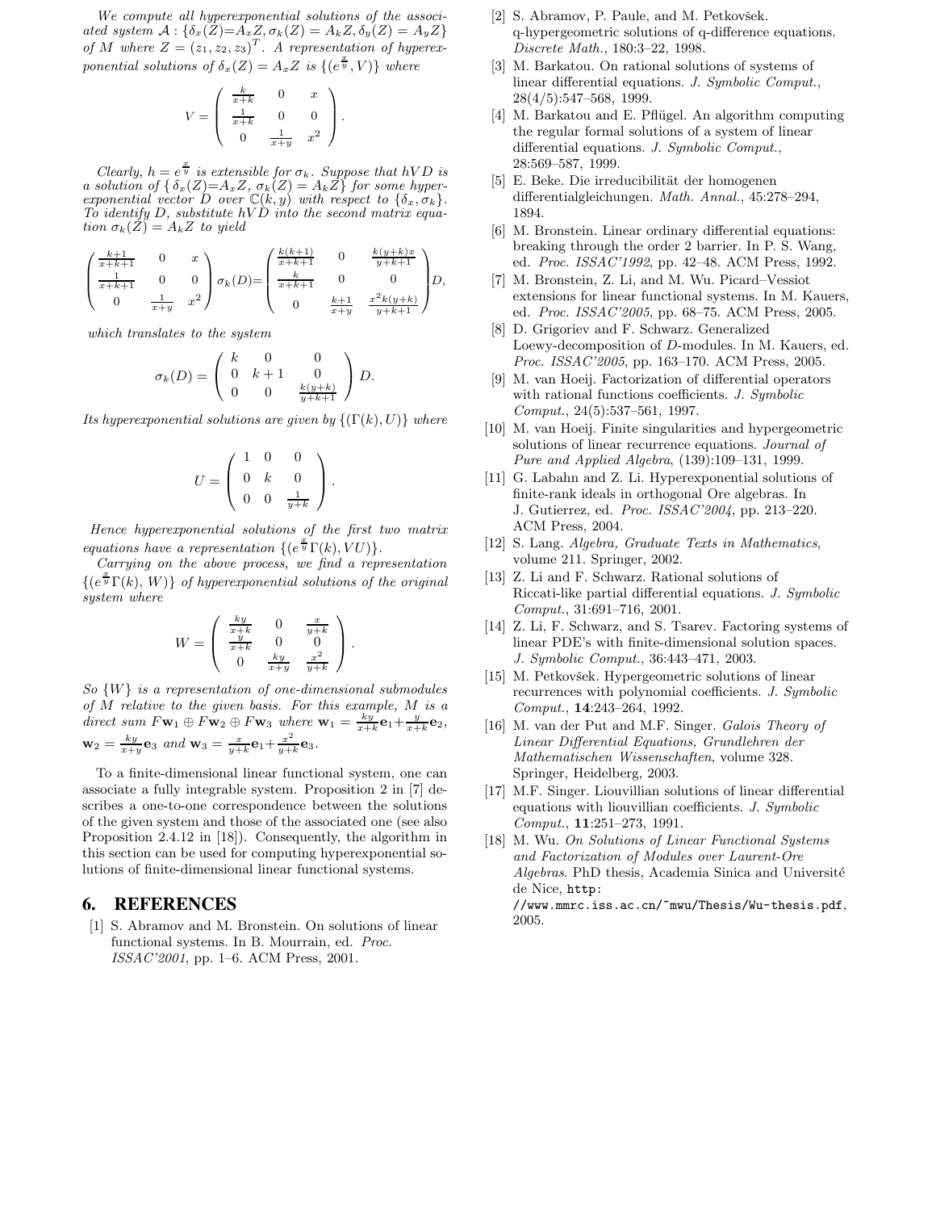*We compute all hyperexponential solutions of the associated system* $\mathcal{A} : \{\delta_x(Z){=}A_x Z, \sigma_k(Z) = A_k Z, \delta_y(Z) = A_y Z\}$ *of* $M$ *where* $Z = (z_1, z_2, z_3)^T$. *A representation of hyperexponential solutions of* $\delta_x(Z) = A_x Z$ *is* $\{(e^{\frac{x}{y}}, V)\}$ *where*

$$V = \begin{pmatrix} \frac{k}{x+k} & 0 & x \\ \frac{1}{x+k} & 0 & 0 \\ 0 & \frac{1}{x+y} & x^2 \end{pmatrix}.$$

*Clearly,* $h = e^{\frac{x}{y}}$ *is extensible for* $\sigma_k$. *Suppose that* $hVD$ *is a solution of* $\{\delta_x(Z){=}A_x Z,\ \sigma_k(Z) = A_k Z\}$ *for some hyperexponential vector* $D$ *over* $\mathbb{C}(k, y)$ *with respect to* $\{\delta_x, \sigma_k\}$. *To identify* $D$*, substitute* $hVD$ *into the second matrix equation* $\sigma_k(Z) = A_k Z$ *to yield*

$$\begin{pmatrix} \frac{k+1}{x+k+1} & 0 & x \\ \frac{1}{x+k+1} & 0 & 0 \\ 0 & \frac{1}{x+y} & x^2 \end{pmatrix} \sigma_k(D) {=} \begin{pmatrix} \frac{k(k+1)}{x+k+1} & 0 & \frac{k(y+k)x}{y+k+1} \\ \frac{k}{x+k+1} & 0 & 0 \\ 0 & \frac{k+1}{x+y} & \frac{x^2 k(y+k)}{y+k+1} \end{pmatrix} D,$$

*which translates to the system*

$$\sigma_k(D) = \begin{pmatrix} k & 0 & 0 \\ 0 & k+1 & 0 \\ 0 & 0 & \frac{k(y+k)}{y+k+1} \end{pmatrix} D.$$

*Its hyperexponential solutions are given by* $\{(\Gamma(k), U)\}$ *where*

$$U = \begin{pmatrix} 1 & 0 & 0 \\ 0 & k & 0 \\ 0 & 0 & \frac{1}{y+k} \end{pmatrix}.$$

*Hence hyperexponential solutions of the first two matrix equations have a representation* $\{(e^{\frac{x}{y}}\Gamma(k), VU)\}$.

*Carrying on the above process, we find a representation* $\{(e^{\frac{x}{y}}\Gamma(k), W)\}$ *of hyperexponential solutions of the original system where*

$$W = \begin{pmatrix} \frac{ky}{x+k} & 0 & \frac{x}{y+k} \\ \frac{y}{x+k} & 0 & 0 \\ 0 & \frac{ky}{x+y} & \frac{x^2}{y+k} \end{pmatrix}.$$

*So* $\{W\}$ *is a representation of one-dimensional submodules of* $M$ *relative to the given basis. For this example,* $M$ *is a direct sum* $F\mathbf{w}_1 \oplus F\mathbf{w}_2 \oplus F\mathbf{w}_3$ *where* $\mathbf{w}_1 = \frac{ky}{x+k}\mathbf{e}_1 + \frac{y}{x+k}\mathbf{e}_2$, $\mathbf{w}_2 = \frac{ky}{x+y}\mathbf{e}_3$ *and* $\mathbf{w}_3 = \frac{x}{y+k}\mathbf{e}_1 + \frac{x^2}{y+k}\mathbf{e}_3$.

To a finite-dimensional linear functional system, one can associate a fully integrable system. Proposition 2 in [7] describes a one-to-one correspondence between the solutions of the given system and those of the associated one (see also Proposition 2.4.12 in [18]). Consequently, the algorithm in this section can be used for computing hyperexponential solutions of finite-dimensional linear functional systems.

# 6. REFERENCES

[1] S. Abramov and M. Bronstein. On solutions of linear functional systems. In B. Mourrain, ed. *Proc. ISSAC'2001*, pp. 1–6. ACM Press, 2001.

[2] S. Abramov, P. Paule, and M. Petkovšek. q-hypergeometric solutions of q-difference equations. *Discrete Math.*, 180:3–22, 1998.

[3] M. Barkatou. On rational solutions of systems of linear differential equations. *J. Symbolic Comput.*, 28(4/5):547–568, 1999.

[4] M. Barkatou and E. Pflügel. An algorithm computing the regular formal solutions of a system of linear differential equations. *J. Symbolic Comput.*, 28:569–587, 1999.

[5] E. Beke. Die irreducibilität der homogenen differentialgleichungen. *Math. Annal.*, 45:278–294, 1894.

[6] M. Bronstein. Linear ordinary differential equations: breaking through the order 2 barrier. In P. S. Wang, ed. *Proc. ISSAC'1992*, pp. 42–48. ACM Press, 1992.

[7] M. Bronstein, Z. Li, and M. Wu. Picard–Vessiot extensions for linear functional systems. In M. Kauers, ed. *Proc. ISSAC'2005*, pp. 68–75. ACM Press, 2005.

[8] D. Grigoriev and F. Schwarz. Generalized Loewy-decomposition of *D*-modules. In M. Kauers, ed. *Proc. ISSAC'2005*, pp. 163–170. ACM Press, 2005.

[9] M. van Hoeij. Factorization of differential operators with rational functions coefficients. *J. Symbolic Comput.*, 24(5):537–561, 1997.

[10] M. van Hoeij. Finite singularities and hypergeometric solutions of linear recurrence equations. *Journal of Pure and Applied Algebra*, (139):109–131, 1999.

[11] G. Labahn and Z. Li. Hyperexponential solutions of finite-rank ideals in orthogonal Ore algebras. In J. Gutierrez, ed. *Proc. ISSAC'2004*, pp. 213–220. ACM Press, 2004.

[12] S. Lang. *Algebra, Graduate Texts in Mathematics*, volume 211. Springer, 2002.

[13] Z. Li and F. Schwarz. Rational solutions of Riccati-like partial differential equations. *J. Symbolic Comput.*, 31:691–716, 2001.

[14] Z. Li, F. Schwarz, and S. Tsarev. Factoring systems of linear PDE's with finite-dimensional solution spaces. *J. Symbolic Comput.*, 36:443–471, 2003.

[15] M. Petkovšek. Hypergeometric solutions of linear recurrences with polynomial coefficients. *J. Symbolic Comput.*, **14**:243–264, 1992.

[16] M. van der Put and M.F. Singer. *Galois Theory of Linear Differential Equations, Grundlehren der Mathematischen Wissenschaften*, volume 328. Springer, Heidelberg, 2003.

[17] M.F. Singer. Liouvillian solutions of linear differential equations with liouvillian coefficients. *J. Symbolic Comput.*, **11**:251–273, 1991.

[18] M. Wu. *On Solutions of Linear Functional Systems and Factorization of Modules over Laurent-Ore Algebras*. PhD thesis, Academia Sinica and Université de Nice, `http://www.mmrc.iss.ac.cn/~mwu/Thesis/Wu-thesis.pdf`, 2005.